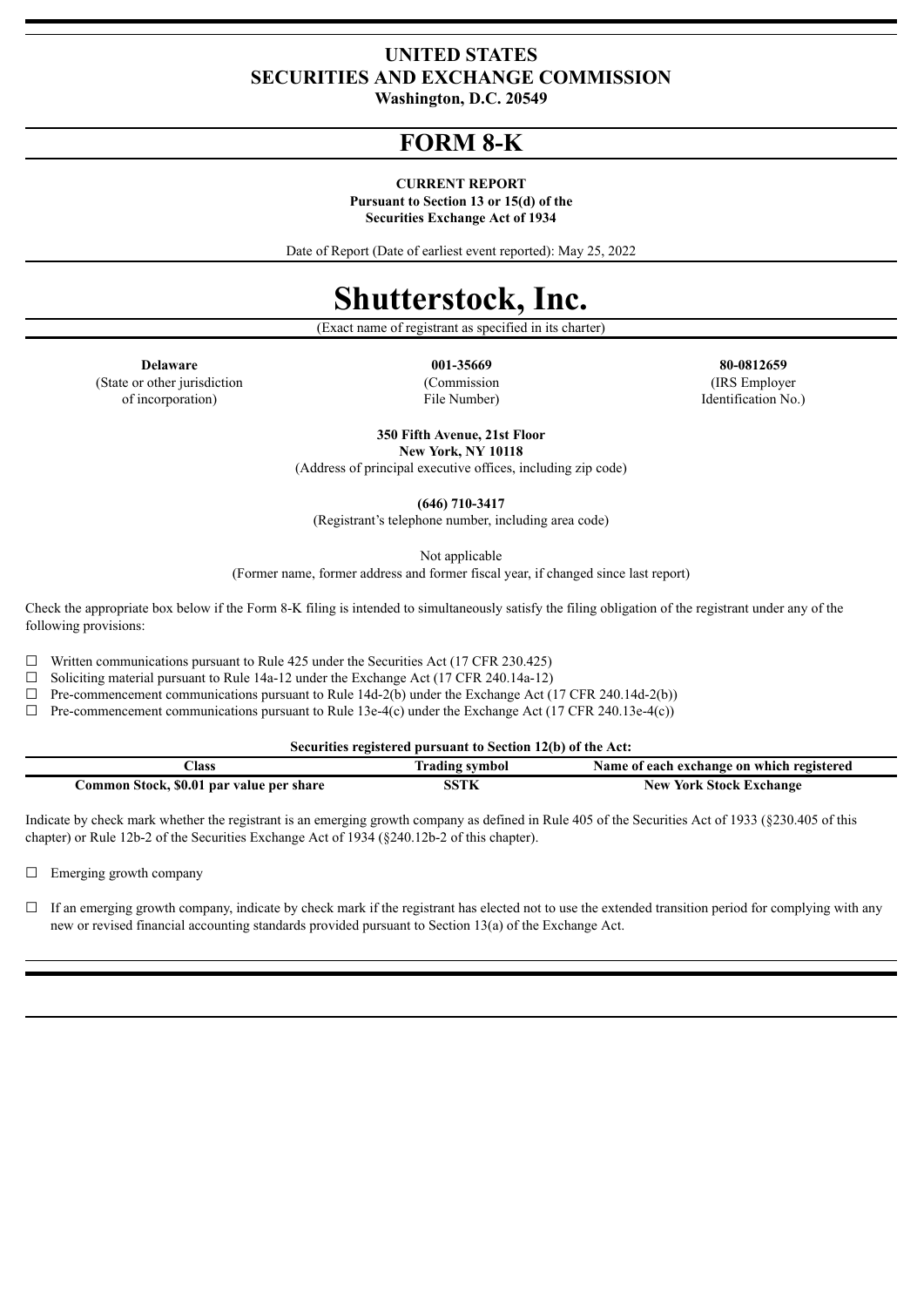# UNITED STATES
# SECURITIES AND EXCHANGE COMMISSION

**Washington, D.C. 20549**

# FORM 8-K

**CURRENT REPORT**
**Pursuant to Section 13 or 15(d) of the**
**Securities Exchange Act of 1934**

Date of Report (Date of earliest event reported): May 25, 2022

# Shutterstock, Inc.

(Exact name of registrant as specified in its charter)

| **Delaware** | **001-35669** | **80-0812659** |
|---|---|---|
| (State or other jurisdiction of incorporation) | (Commission File Number) | (IRS Employer Identification No.) |

**350 Fifth Avenue, 21st Floor**
**New York, NY 10118**
(Address of principal executive offices, including zip code)

**(646) 710-3417**
(Registrant's telephone number, including area code)

Not applicable
(Former name, former address and former fiscal year, if changed since last report)

Check the appropriate box below if the Form 8-K filing is intended to simultaneously satisfy the filing obligation of the registrant under any of the following provisions:

☐ Written communications pursuant to Rule 425 under the Securities Act (17 CFR 230.425)
☐ Soliciting material pursuant to Rule 14a-12 under the Exchange Act (17 CFR 240.14a-12)
☐ Pre-commencement communications pursuant to Rule 14d-2(b) under the Exchange Act (17 CFR 240.14d-2(b))
☐ Pre-commencement communications pursuant to Rule 13e-4(c) under the Exchange Act (17 CFR 240.13e-4(c))

**Securities registered pursuant to Section 12(b) of the Act:**

| Class | Trading symbol | Name of each exchange on which registered |
|---|---|---|
| **Common Stock, $0.01 par value per share** | **SSTK** | **New York Stock Exchange** |

Indicate by check mark whether the registrant is an emerging growth company as defined in Rule 405 of the Securities Act of 1933 (§230.405 of this chapter) or Rule 12b-2 of the Securities Exchange Act of 1934 (§240.12b-2 of this chapter).

☐ Emerging growth company

☐ If an emerging growth company, indicate by check mark if the registrant has elected not to use the extended transition period for complying with any new or revised financial accounting standards provided pursuant to Section 13(a) of the Exchange Act.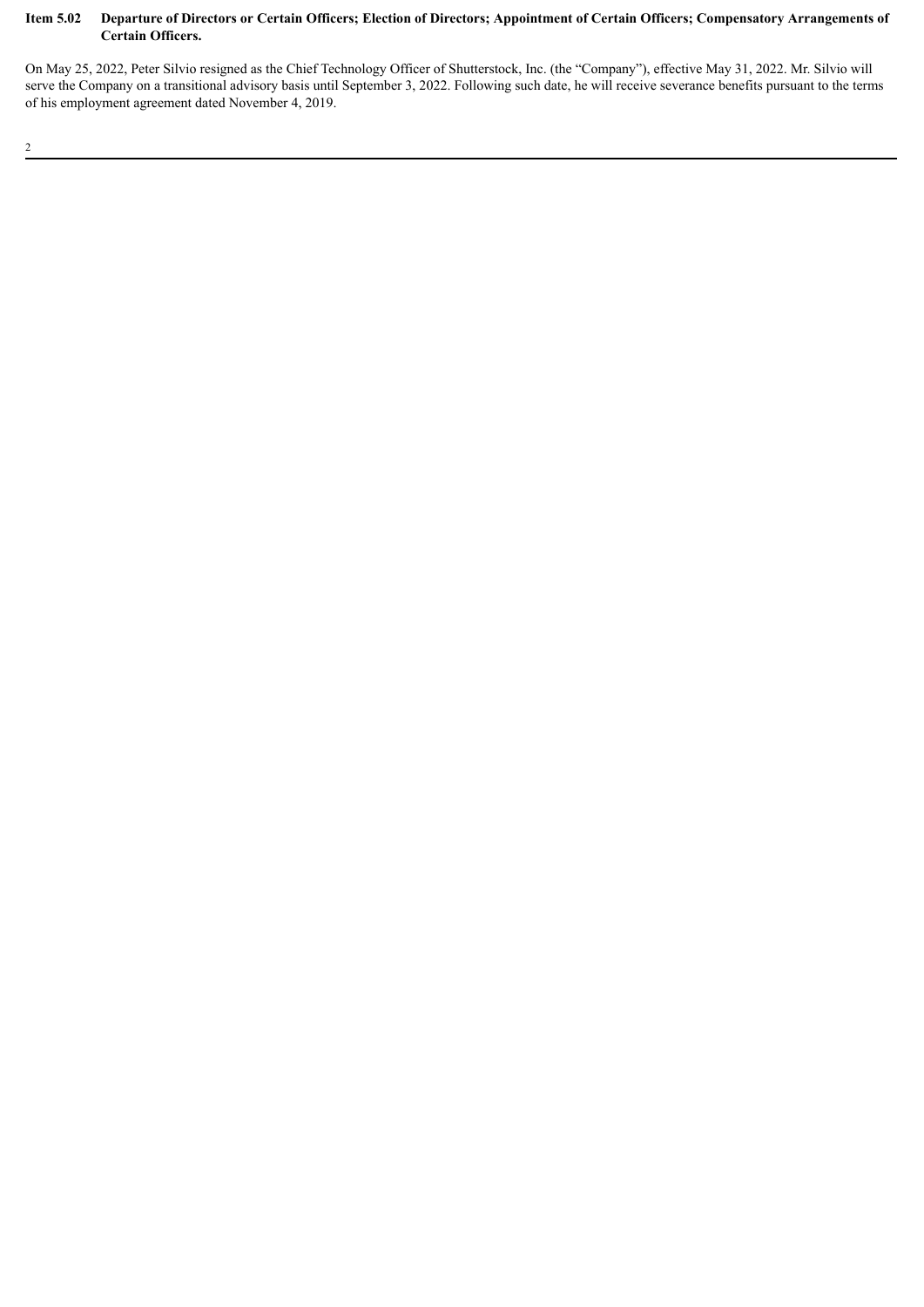**Item 5.02 Departure of Directors or Certain Officers; Election of Directors; Appointment of Certain Officers; Compensatory Arrangements of Certain Officers.**

On May 25, 2022, Peter Silvio resigned as the Chief Technology Officer of Shutterstock, Inc. (the "Company"), effective May 31, 2022. Mr. Silvio will serve the Company on a transitional advisory basis until September 3, 2022. Following such date, he will receive severance benefits pursuant to the terms of his employment agreement dated November 4, 2019.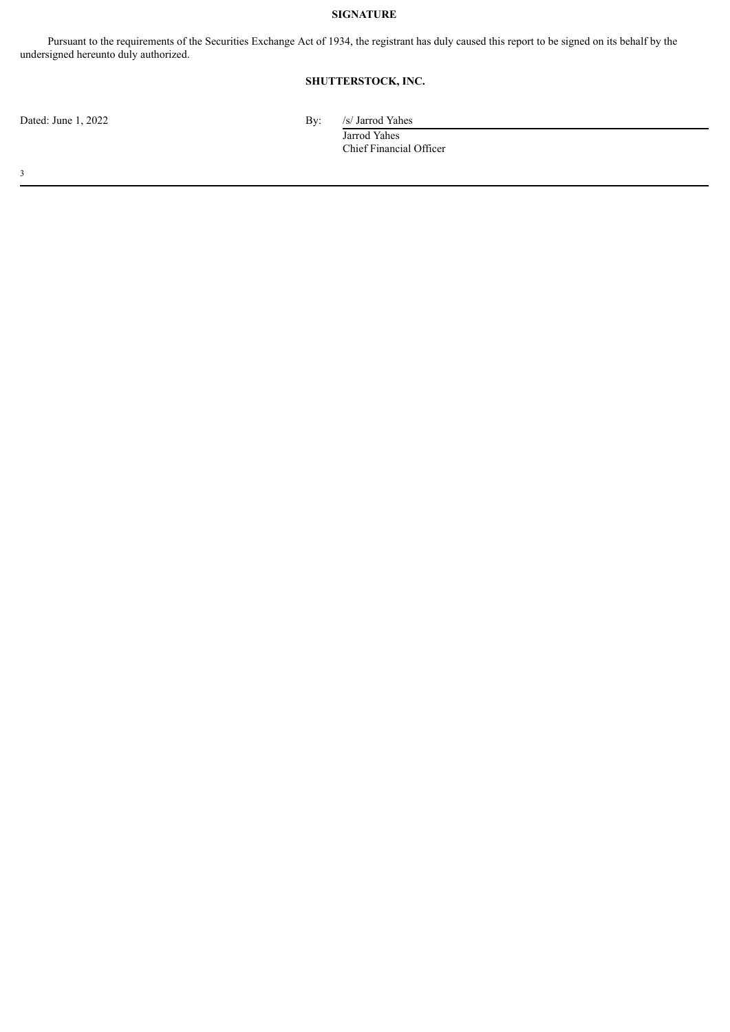**SIGNATURE**

Pursuant to the requirements of the Securities Exchange Act of 1934, the registrant has duly caused this report to be signed on its behalf by the undersigned hereunto duly authorized.

**SHUTTERSTOCK, INC.**

| | | |
|---|---|---|
| Dated: June 1, 2022 | By: | /s/ Jarrod Yahes |
| | | Jarrod Yahes |
| | | Chief Financial Officer |